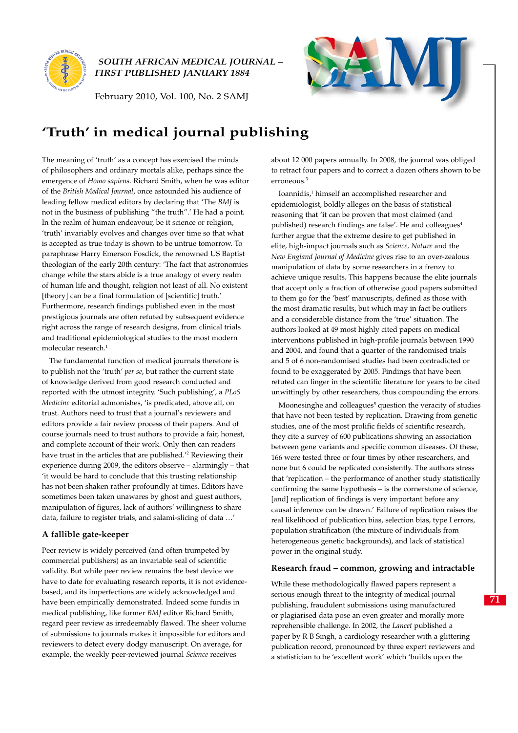# 'Truth' in medical journal publishing

The meaning of 'truth' as a concept has exercised the minds of philosophers and ordinary mortals alike, perhaps since the emergence of *Homo sapiens*. Richard Smith, when he was editor of the *British Medical Journal*, once astounded his audience of leading fellow medical editors by declaring that 'The *BMJ* is not in the business of publishing "the truth".' He had a point. In the realm of human endeavour, be it science or religion, 'truth' invariably evolves and changes over time so that what is accepted as true today is shown to be untrue tomorrow. To paraphrase Harry Emerson Fosdick, the renowned US Baptist theologian of the early 20th century: 'The fact that astronomies change while the stars abide is a true analogy of every realm of human life and thought, religion not least of all. No existent [theory] can be a final formulation of [scientific] truth.' Furthermore, research findings published even in the most prestigious journals are often refuted by subsequent evidence right across the range of research designs, from clinical trials and traditional epidemiological studies to the most modern molecular research.[1]

The fundamental function of medical journals therefore is to publish not the 'truth' *per se*, but rather the current state of knowledge derived from good research conducted and reported with the utmost integrity. 'Such publishing', a *PLoS Medicine* editorial admonishes, 'is predicated, above all, on trust. Authors need to trust that a journal's reviewers and editors provide a fair review process of their papers. And of course journals need to trust authors to provide a fair, honest, and complete account of their work. Only then can readers have trust in the articles that are published.'[2] Reviewing their experience during 2009, the editors observe – alarmingly – that 'it would be hard to conclude that this trusting relationship has not been shaken rather profoundly at times. Editors have sometimes been taken unawares by ghost and guest authors, manipulation of figures, lack of authors' willingness to share data, failure to register trials, and salami-slicing of data …'

## A fallible gate-keeper

Peer review is widely perceived (and often trumpeted by commercial publishers) as an invariable seal of scientific validity. But while peer review remains the best device we have to date for evaluating research reports, it is not evidence-based, and its imperfections are widely acknowledged and have been empirically demonstrated. Indeed some fundis in medical publishing, like former *BMJ* editor Richard Smith, regard peer review as irredeemably flawed. The sheer volume of submissions to journals makes it impossible for editors and reviewers to detect every dodgy manuscript. On average, for example, the weekly peer-reviewed journal *Science* receives about 12 000 papers annually. In 2008, the journal was obliged to retract four papers and to correct a dozen others shown to be erroneous.[3]

Ioannidis,[1] himself an accomplished researcher and epidemiologist, boldly alleges on the basis of statistical reasoning that 'it can be proven that most claimed (and published) research findings are false'. He and colleagues[4] further argue that the extreme desire to get published in elite, high-impact journals such as *Science, Nature* and the *New England Journal of Medicine* gives rise to an over-zealous manipulation of data by some researchers in a frenzy to achieve unique results. This happens because the elite journals that accept only a fraction of otherwise good papers submitted to them go for the 'best' manuscripts, defined as those with the most dramatic results, but which may in fact be outliers and a considerable distance from the 'true' situation. The authors looked at 49 most highly cited papers on medical interventions published in high-profile journals between 1990 and 2004, and found that a quarter of the randomised trials and 5 of 6 non-randomised studies had been contradicted or found to be exaggerated by 2005. Findings that have been refuted can linger in the scientific literature for years to be cited unwittingly by other researchers, thus compounding the errors.

Moonesinghe and colleagues[5] question the veracity of studies that have not been tested by replication. Drawing from genetic studies, one of the most prolific fields of scientific research, they cite a survey of 600 publications showing an association between gene variants and specific common diseases. Of these, 166 were tested three or four times by other researchers, and none but 6 could be replicated consistently. The authors stress that 'replication – the performance of another study statistically confirming the same hypothesis – is the cornerstone of science, [and] replication of findings is very important before any causal inference can be drawn.' Failure of replication raises the real likelihood of publication bias, selection bias, type I errors, population stratification (the mixture of individuals from heterogeneous genetic backgrounds), and lack of statistical power in the original study.

## Research fraud – common, growing and intractable

While these methodologically flawed papers represent a serious enough threat to the integrity of medical journal publishing, fraudulent submissions using manufactured or plagiarised data pose an even greater and morally more reprehensible challenge. In 2002, the *Lancet* published a paper by R B Singh, a cardiology researcher with a glittering publication record, pronounced by three expert reviewers and a statistician to be 'excellent work' which 'builds upon the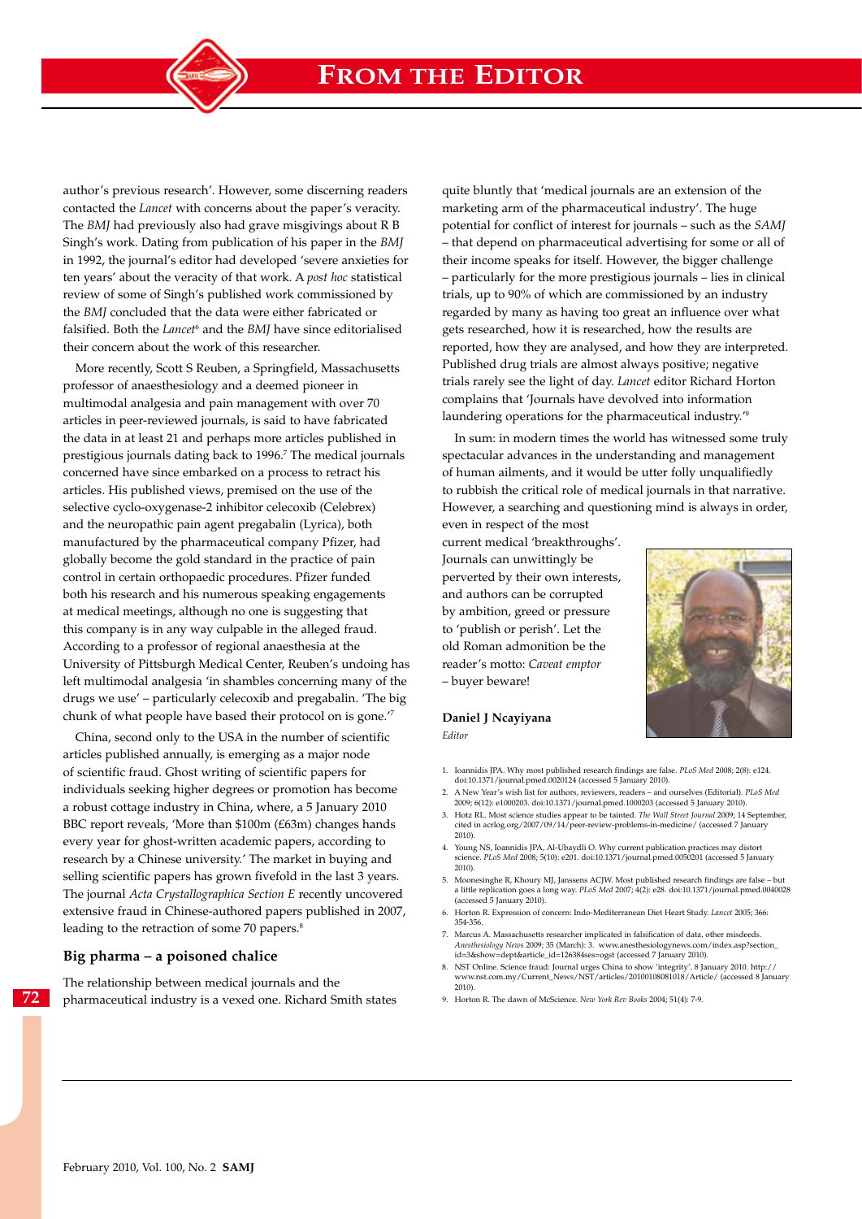author's previous research'. However, some discerning readers contacted the *Lancet* with concerns about the paper's veracity. The *BMJ* had previously also had grave misgivings about R B Singh's work. Dating from publication of his paper in the *BMJ* in 1992, the journal's editor had developed 'severe anxieties for ten years' about the veracity of that work. A *post hoc* statistical review of some of Singh's published work commissioned by the *BMJ* concluded that the data were either fabricated or falsified. Both the *Lancet*[6] and the *BMJ* have since editorialised their concern about the work of this researcher.

More recently, Scott S Reuben, a Springfield, Massachusetts professor of anaesthesiology and a deemed pioneer in multimodal analgesia and pain management with over 70 articles in peer-reviewed journals, is said to have fabricated the data in at least 21 and perhaps more articles published in prestigious journals dating back to 1996.[7] The medical journals concerned have since embarked on a process to retract his articles. His published views, premised on the use of the selective cyclo-oxygenase-2 inhibitor celecoxib (Celebrex) and the neuropathic pain agent pregabalin (Lyrica), both manufactured by the pharmaceutical company Pfizer, had globally become the gold standard in the practice of pain control in certain orthopaedic procedures. Pfizer funded both his research and his numerous speaking engagements at medical meetings, although no one is suggesting that this company is in any way culpable in the alleged fraud. According to a professor of regional anaesthesia at the University of Pittsburgh Medical Center, Reuben's undoing has left multimodal analgesia 'in shambles concerning many of the drugs we use' – particularly celecoxib and pregabalin. 'The big chunk of what people have based their protocol on is gone.'[7]

China, second only to the USA in the number of scientific articles published annually, is emerging as a major node of scientific fraud. Ghost writing of scientific papers for individuals seeking higher degrees or promotion has become a robust cottage industry in China, where, a 5 January 2010 BBC report reveals, 'More than $100m (£63m) changes hands every year for ghost-written academic papers, according to research by a Chinese university.' The market in buying and selling scientific papers has grown fivefold in the last 3 years. The journal *Acta Crystallographica Section E* recently uncovered extensive fraud in Chinese-authored papers published in 2007, leading to the retraction of some 70 papers.[8]

## Big pharma – a poisoned chalice

The relationship between medical journals and the pharmaceutical industry is a vexed one. Richard Smith states quite bluntly that 'medical journals are an extension of the marketing arm of the pharmaceutical industry'. The huge potential for conflict of interest for journals – such as the *SAMJ* – that depend on pharmaceutical advertising for some or all of their income speaks for itself. However, the bigger challenge – particularly for the more prestigious journals – lies in clinical trials, up to 90% of which are commissioned by an industry regarded by many as having too great an influence over what gets researched, how it is researched, how the results are reported, how they are analysed, and how they are interpreted. Published drug trials are almost always positive; negative trials rarely see the light of day. *Lancet* editor Richard Horton complains that 'Journals have devolved into information laundering operations for the pharmaceutical industry.'[9]

In sum: in modern times the world has witnessed some truly spectacular advances in the understanding and management of human ailments, and it would be utter folly unqualifiedly to rubbish the critical role of medical journals in that narrative. However, a searching and questioning mind is always in order, even in respect of the most current medical 'breakthroughs'. Journals can unwittingly be perverted by their own interests, and authors can be corrupted by ambition, greed or pressure to 'publish or perish'. Let the old Roman admonition be the reader's motto: *Caveat emptor* – buyer beware!

**Daniel J Ncayiyana**
*Editor*

1. Ioannidis JPA. Why most published research findings are false. *PLoS Med* 2008; 2(8): e124. doi:10.1371/journal.pmed.0020124 (accessed 5 January 2010).
2. A New Year's wish list for authors, reviewers, readers – and ourselves (Editorial). *PLoS Med* 2009; 6(12): e1000203. doi:10.1371/journal.pmed.1000203 (accessed 5 January 2010).
3. Hotz RL. Most science studies appear to be tainted. *The Wall Street Journal* 2009; 14 September, cited in acrlog.org/2007/09/14/peer-review-problems-in-medicine/ (accessed 7 January 2010).
4. Young NS, Ioannidis JPA, Al-Ubaydli O. Why current publication practices may distort science. *PLoS Med* 2008; 5(10): e201. doi:10.1371/journal.pmed.0050201 (accessed 5 January 2010).
5. Moonesinghe R, Khoury MJ, Janssens ACJW. Most published research findings are false – but a little replication goes a long way. *PLoS Med* 2007; 4(2): e28. doi:10.1371/journal.pmed.0040028 (accessed 5 January 2010).
6. Horton R. Expression of concern: Indo-Mediterranean Diet Heart Study. *Lancet* 2005; 366: 354-356.
7. Marcus A. Massachusetts researcher implicated in falsification of data, other misdeeds. *Anesthesiology News* 2009; 35 (March): 3. www.anesthesiologynews.com/index.asp?section_id=3&show=dept&article_id=126384ses=ogst (accessed 7 January 2010).
8. NST Online. Science fraud: Journal urges China to show 'integrity'. 8 January 2010. http://www.nst.com.my/Current_News/NST/articles/20100108081018/Article/ (accessed 8 January 2010).
9. Horton R. The dawn of McScience. *New York Rev Books* 2004; 51(4): 7-9.